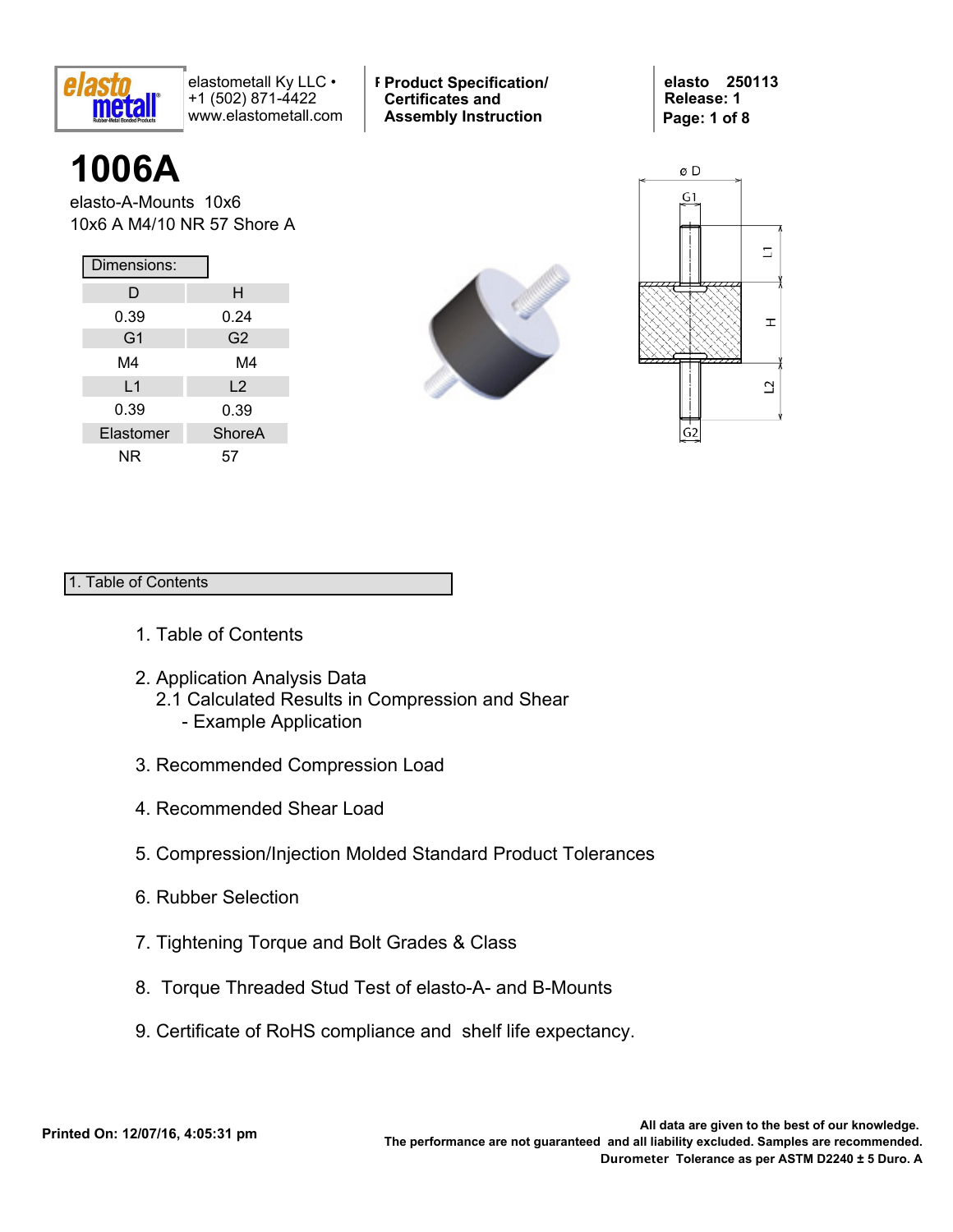elastometall Ky LLC • +1 (502) 871-4422 www.elastometall.com

**Product Specification/ Certificates and Assembly Instruction**

**elasto 250113**
**Release: 1**

# 1006A

elasto-A-Mounts 10x6
10x6 A M4/10 NR 57 Shore A

Dimensions:

| D | H |
|---|---|
| 0.39 | 0.24 |
| **G1** | **G2** |
| M4 | M4 |
| **L1** | **L2** |
| 0.39 | 0.39 |
| **Elastomer** | **ShoreA** |
| NR | 57 |

## 1. Table of Contents

1. Table of Contents
2. Application Analysis Data
   2.1 Calculated Results in Compression and Shear
   - Example Application
3. Recommended Compression Load
4. Recommended Shear Load
5. Compression/Injection Molded Standard Product Tolerances
6. Rubber Selection
7. Tightening Torque and Bolt Grades & Class
8. Torque Threaded Stud Test of elasto-A- and B-Mounts
9. Certificate of RoHS compliance and shelf life expectancy.

**Printed On: 12/07/16, 4:05:31 pm**

**All data are given to the best of our knowledge. The performance are not guaranteed and all liability excluded. Samples are recommended. Durometer Tolerance as per ASTM D2240 ± 5 Duro. A**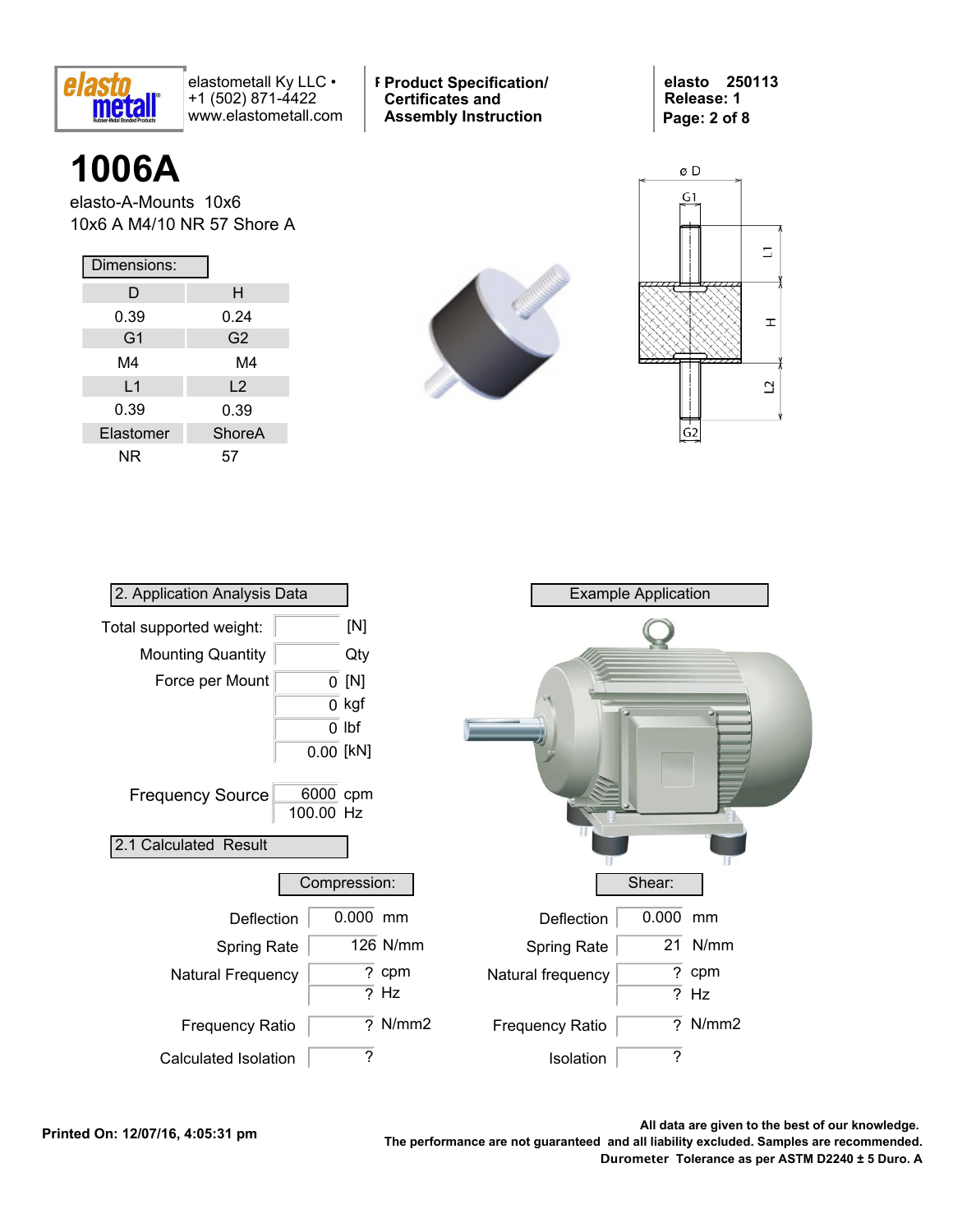# 1006A

elasto-A-Mounts 10x6

10x6 A M4/10 NR 57 Shore A

**Dimensions:**

| D | H |
|---|---|
| 0.39 | 0.24 |
| **G1** | **G2** |
| M4 | M4 |
| **L1** | **L2** |
| 0.39 | 0.39 |
| **Elastomer** | **ShoreA** |
| NR | 57 |

## 2. Application Analysis Data

| | | |
|---|---|---|
| Total supported weight: | | [N] |
| Mounting Quantity | | Qty |
| Force per Mount | 0 | [N] |
| | 0 | kgf |
| | 0 | lbf |
| | 0.00 | [kN] |
| Frequency Source | 6000 | cpm |
| | 100.00 | Hz |

**Example Application**

## 2.1 Calculated Result

**Compression:**

| | | |
|---|---|---|
| Deflection | 0.000 | mm |
| Spring Rate | 126 | N/mm |
| Natural Frequency | ? | cpm |
| | ? | Hz |
| Frequency Ratio | ? | N/mm2 |
| Calculated Isolation | ? | |

**Shear:**

| | | |
|---|---|---|
| Deflection | 0.000 | mm |
| Spring Rate | 21 | N/mm |
| Natural frequency | ? | cpm |
| | ? | Hz |
| Frequency Ratio | ? | N/mm2 |
| Isolation | ? | |

**Printed On: 12/07/16, 4:05:31 pm**

**All data are given to the best of our knowledge.**
**The performance are not guaranteed and all liability excluded. Samples are recommended.**
**Durometer Tolerance as per ASTM D2240 ± 5 Duro. A**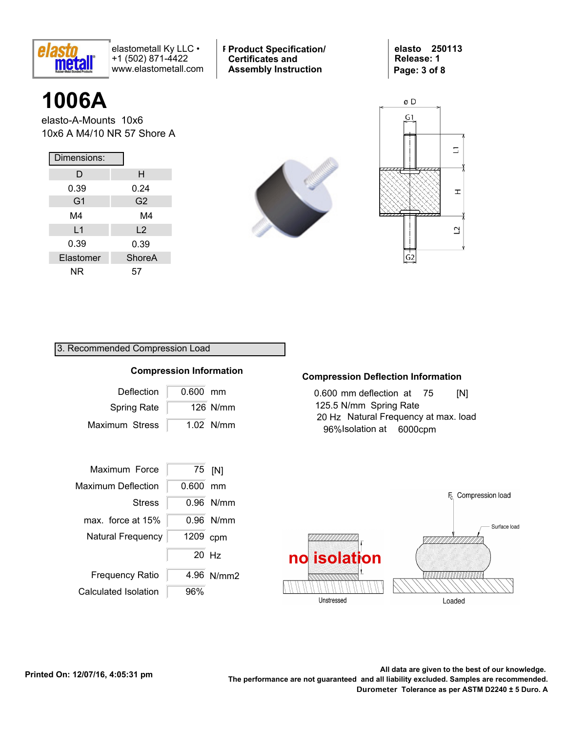# 1006A

elasto-A-Mounts 10x6
10x6 A M4/10 NR 57 Shore A

**Dimensions:**

| D | H |
|---|---|
| 0.39 | 0.24 |
| **G1** | **G2** |
| M4 | M4 |
| **L1** | **L2** |
| 0.39 | 0.39 |
| **Elastomer** | **ShoreA** |
| NR | 57 |

## 3. Recommended Compression Load

### Compression Information

| | | |
|---|---|---|
| Deflection | 0.600 | mm |
| Spring Rate | 126 | N/mm |
| Maximum Stress | 1.02 | N/mm |

| | | |
|---|---|---|
| Maximum Force | 75 | [N] |
| Maximum Deflection | 0.600 | mm |
| Stress | 0.96 | N/mm |
| max. force at 15% | 0.96 | N/mm |
| Natural Frequency | 1209 | cpm |
| | 20 | Hz |
| Frequency Ratio | 4.96 | N/mm2 |
| Calculated Isolation | 96% | |

### Compression Deflection Information

0.600 mm deflection at 75 [N]
125.5 N/mm Spring Rate
20 Hz Natural Frequency at max. load
96%Isolation at 6000cpm

**no isolation**

Unstressed — Loaded

$F_c$ Compression load — Surface load

Printed On: 12/07/16, 4:05:31 pm

**All data are given to the best of our knowledge.**
**The performance are not guaranteed and all liability excluded. Samples are recommended.**
**Durometer Tolerance as per ASTM D2240 ± 5 Duro. A**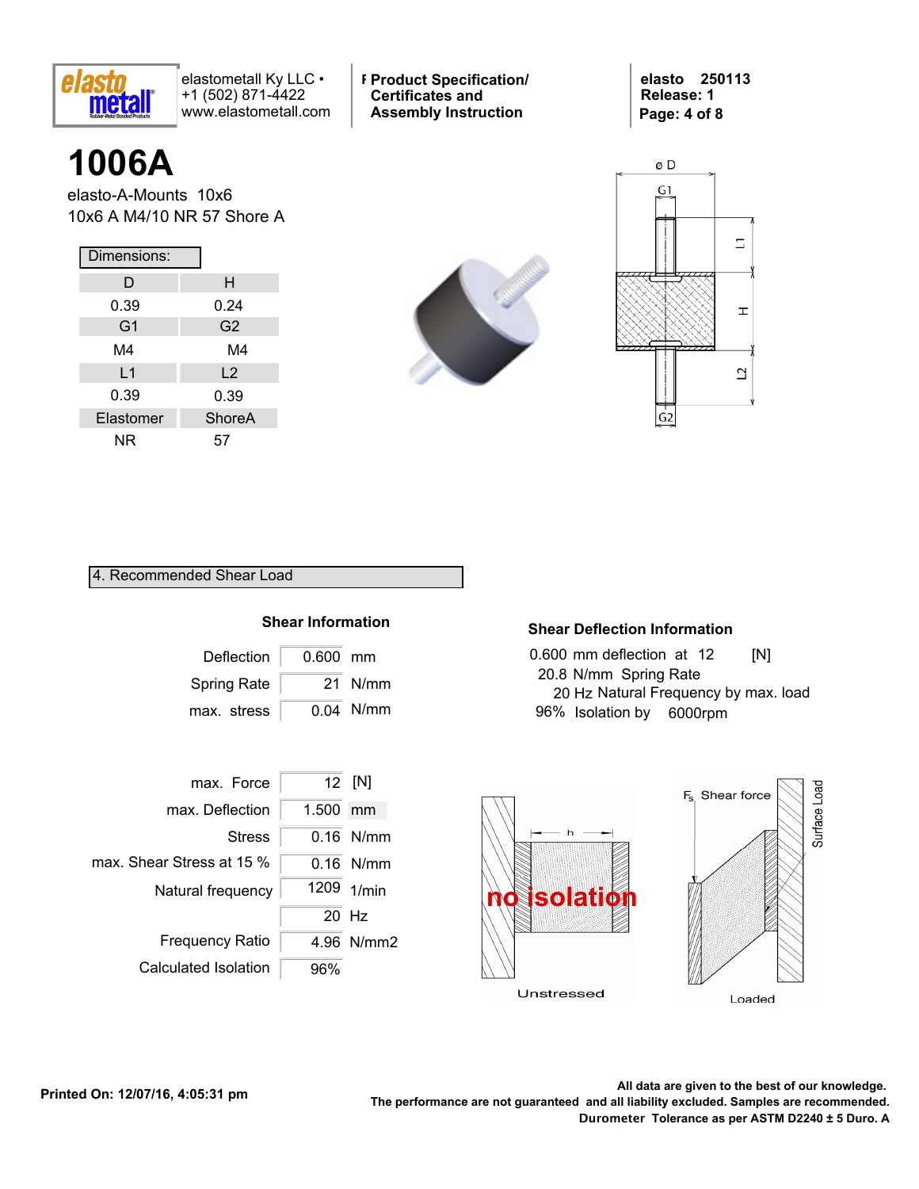elastometall Ky LLC • +1 (502) 871-4422 www.elastometall.com

**Product Specification/ Certificates and Assembly Instruction**

**elasto 250113**
**Release: 1**

# 1006A

elasto-A-Mounts 10x6
10x6 A M4/10 NR 57 Shore A

**Dimensions:**

| D | H |
|---|---|
| 0.39 | 0.24 |
| **G1** | **G2** |
| M4 | M4 |
| **L1** | **L2** |
| 0.39 | 0.39 |
| **Elastomer** | **ShoreA** |
| NR | 57 |

## 4. Recommended Shear Load

### Shear Information

| | | |
|---|---|---|
| Deflection | 0.600 | mm |
| Spring Rate | 21 | N/mm |
| max. stress | 0.04 | N/mm |

| | | |
|---|---|---|
| max. Force | 12 | [N] |
| max. Deflection | 1.500 | mm |
| Stress | 0.16 | N/mm |
| max. Shear Stress at 15 % | 0.16 | N/mm |
| Natural frequency | 1209 | 1/min |
| | 20 | Hz |
| Frequency Ratio | 4.96 | N/mm2 |
| Calculated Isolation | 96% | |

### Shear Deflection Information

0.600 mm deflection at 12 [N]
20.8 N/mm Spring Rate
20 Hz Natural Frequency by max. load
96% Isolation by 6000rpm

no isolation

Unstressed — Loaded

$F_s$ Shear force — Surface Load

**Printed On: 12/07/16, 4:05:31 pm**

**All data are given to the best of our knowledge.**
**The performance are not guaranteed and all liability excluded. Samples are recommended.**
**Durometer Tolerance as per ASTM D2240 ± 5 Duro. A**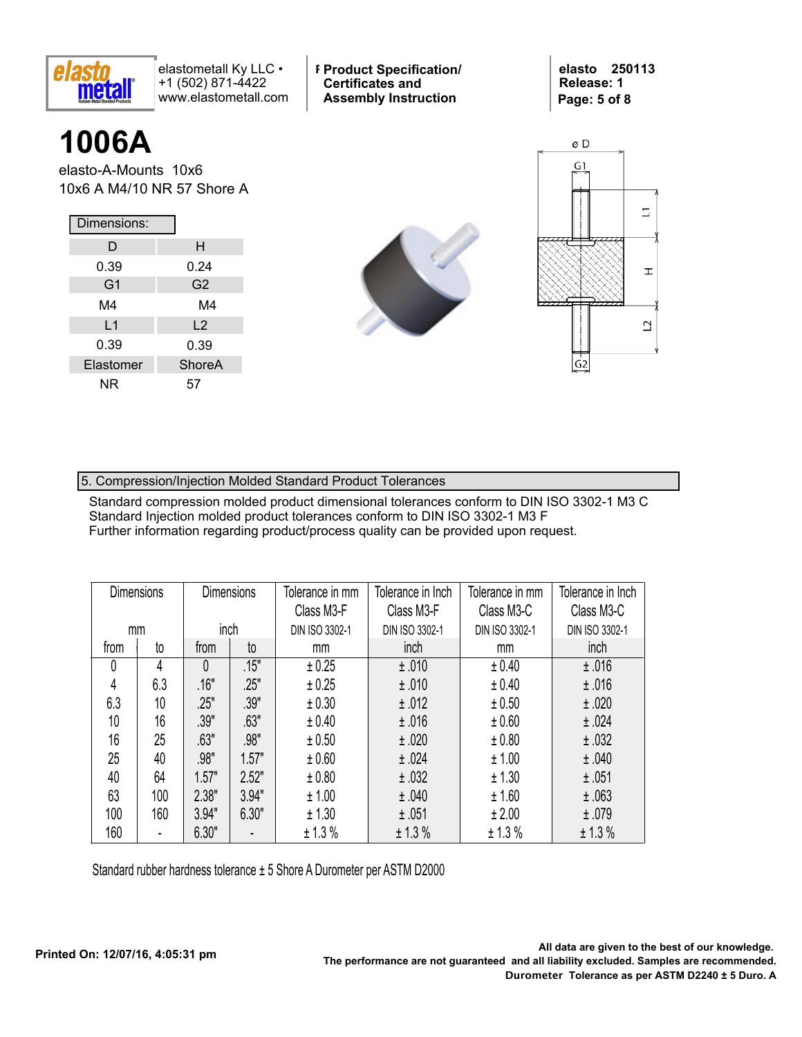# 1006A

elasto-A-Mounts 10x6
10x6 A M4/10 NR 57 Shore A

Dimensions:

| D | H |
| --- | --- |
| 0.39 | 0.24 |
| G1 | G2 |
| M4 | M4 |
| L1 | L2 |
| 0.39 | 0.39 |
| Elastomer | ShoreA |
| NR | 57 |

## 5. Compression/Injection Molded Standard Product Tolerances

Standard compression molded product dimensional tolerances conform to DIN ISO 3302-1 M3 C
Standard Injection molded product tolerances conform to DIN ISO 3302-1 M3 F
Further information regarding product/process quality can be provided upon request.

| Dimensions mm | | Dimensions inch | | Tolerance in mm Class M3-F DIN ISO 3302-1 | Tolerance in Inch Class M3-F DIN ISO 3302-1 | Tolerance in mm Class M3-C DIN ISO 3302-1 | Tolerance in Inch Class M3-C DIN ISO 3302-1 |
| --- | --- | --- | --- | --- | --- | --- | --- |
| from | to | from | to | mm | inch | mm | inch |
| 0 | 4 | 0 | .15" | ± 0.25 | ± .010 | ± 0.40 | ± .016 |
| 4 | 6.3 | .16" | .25" | ± 0.25 | ± .010 | ± 0.40 | ± .016 |
| 6.3 | 10 | .25" | .39" | ± 0.30 | ± .012 | ± 0.50 | ± .020 |
| 10 | 16 | .39" | .63" | ± 0.40 | ± .016 | ± 0.60 | ± .024 |
| 16 | 25 | .63" | .98" | ± 0.50 | ± .020 | ± 0.80 | ± .032 |
| 25 | 40 | .98" | 1.57" | ± 0.60 | ± .024 | ± 1.00 | ± .040 |
| 40 | 64 | 1.57" | 2.52" | ± 0.80 | ± .032 | ± 1.30 | ± .051 |
| 63 | 100 | 2.38" | 3.94" | ± 1.00 | ± .040 | ± 1.60 | ± .063 |
| 100 | 160 | 3.94" | 6.30" | ± 1.30 | ± .051 | ± 2.00 | ± .079 |
| 160 | - | 6.30" | - | ± 1.3 % | ± 1.3 % | ± 1.3 % | ± 1.3 % |

Standard rubber hardness tolerance ± 5 Shore A Durometer per ASTM D2000

Printed On: 12/07/16, 4:05:31 pm

All data are given to the best of our knowledge.
The performance are not guaranteed and all liability excluded. Samples are recommended.
Durometer Tolerance as per ASTM D2240 ± 5 Duro. A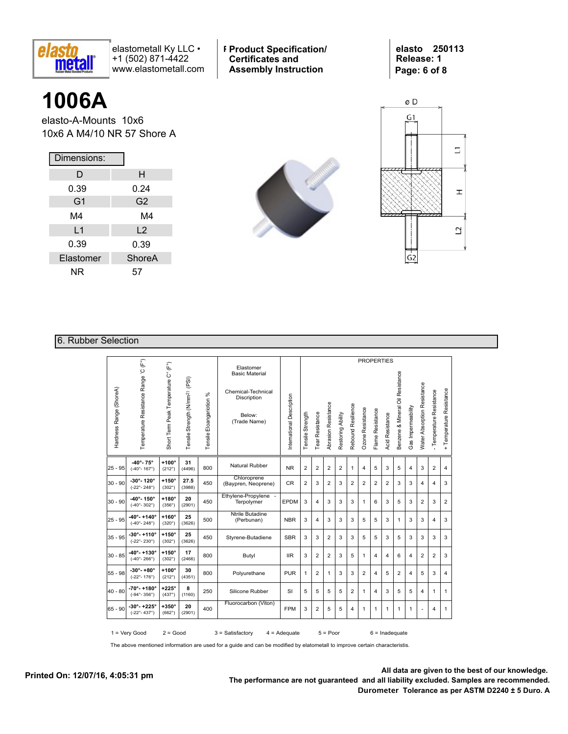# 1006A

elasto-A-Mounts 10x6
10x6 A M4/10 NR 57 Shore A

| Dimensions: | |
|---|---|
| D | H |
| 0.39 | 0.24 |
| G1 | G2 |
| M4 | M4 |
| L1 | L2 |
| 0.39 | 0.39 |
| Elastomer | ShoreA |
| NR | 57 |

## 6. Rubber Selection

| Hardness Range (ShoreA) | Temperature Resistance Range °C (F°) | Short Term Peak Temperature C° (F°) | Tensile Strength (N/mm²) (PSI) | Tensile Eloangation % | Elastomer Basic Material / Chemical-Technical Discription / Below: (Trade Name) | International Description | Tensile Strength | Tear Resistance | Abrasion Resistance | Restoring Ability | Rebound Resilience | Ozone Resistance | Flame Resistance | Acid Resistance | Benzene & Mineral Oil Resistance | Gas Impermeability | Water Absorption Resistance | - Temperature Resistance | + Temperature Resistance |
|---|---|---|---|---|---|---|---|---|---|---|---|---|---|---|---|---|---|---|---|
| 25 - 95 | -40°- 75° (-40°- 167°) | +100° (212°) | 31 (4496) | 800 | Natural Rubber | NR | 2 | 2 | 2 | 2 | 1 | 4 | 5 | 3 | 5 | 4 | 3 | 2 | 4 |
| 30 - 90 | -30°- 120° (-22°- 248°) | +150° (302°) | 27.5 (3988) | 450 | Chloroprene (Baypren, Neoprene) | CR | 2 | 3 | 2 | 3 | 2 | 2 | 2 | 2 | 3 | 3 | 4 | 4 | 3 |
| 30 - 90 | -40°- 150° (-40°- 302°) | +180° (356°) | 20 (2901) | 450 | Ethylene-Propylene - Terpolymer | EPDM | 3 | 4 | 3 | 3 | 3 | 1 | 6 | 3 | 5 | 3 | 2 | 3 | 2 |
| 25 - 95 | -40°- +140° (-40°- 248°) | +160° (320°) | 25 (3626) | 500 | Ntrile Butadine (Perbunan) | NBR | 3 | 4 | 3 | 3 | 3 | 5 | 5 | 3 | 1 | 3 | 3 | 4 | 3 |
| 35 - 95 | -30°- +110° (-22°- 230°) | +150° (302°) | 25 (3626) | 450 | Styrene-Butadiene | SBR | 3 | 3 | 2 | 3 | 3 | 5 | 5 | 3 | 5 | 3 | 3 | 3 | 3 |
| 30 - 85 | -40°- +130° (-40°- 266°) | +150° (302°) | 17 (2466) | 800 | Butyl | IIR | 3 | 2 | 2 | 3 | 5 | 1 | 4 | 4 | 6 | 4 | 2 | 2 | 3 |
| 55 - 98 | -30°- +80° (-22°- 176°) | +100° (212°) | 30 (4351) | 800 | Polyurethane | PUR | 1 | 2 | 1 | 3 | 3 | 2 | 4 | 5 | 2 | 4 | 5 | 3 | 4 |
| 40 - 80 | -70°- +180° (-94°- 356°) | +225° (437°) | 8 (1160) | 250 | Silicone Rubber | SI | 5 | 5 | 5 | 5 | 2 | 1 | 4 | 3 | 5 | 5 | 4 | 1 | 1 |
| 65 - 90 | -30°- +225° (-22°- 437°) | +350° (662°) | 20 (2901) | 400 | Fluorocarbon (Viton) | FPM | 3 | 2 | 5 | 5 | 4 | 1 | 1 | 1 | 1 | 1 | - | 4 | 1 |

1 = Very Good 2 = Good 3 = Satisfactory 4 = Adequate 5 = Poor 6 = Inadequate

The above mentioned information are used for a guide and can be modified by elatometall to improve certain characteristis.

**All data are given to the best of our knowledge.**
**The performance are not guaranteed and all liability excluded. Samples are recommended.**
**Durometer Tolerance as per ASTM D2240 ± 5 Duro. A**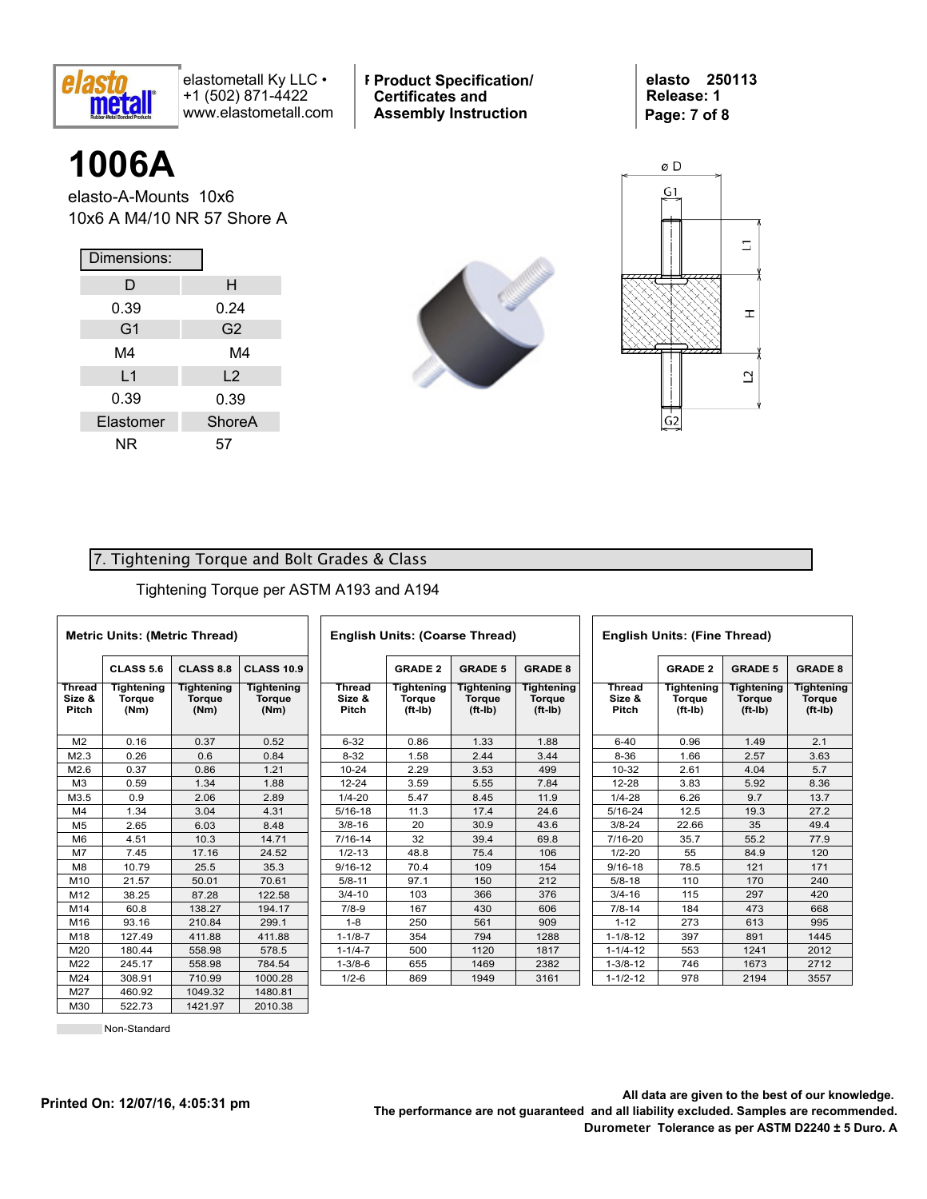# 1006A

elasto-A-Mounts 10x6
10x6 A M4/10 NR 57 Shore A

**Dimensions:**

| D | H |
|---|---|
| 0.39 | 0.24 |
| **G1** | **G2** |
| M4 | M4 |
| **L1** | **L2** |
| 0.39 | 0.39 |
| **Elastomer** | **ShoreA** |
| NR | 57 |

## 7. Tightening Torque and Bolt Grades & Class

Tightening Torque per ASTM A193 and A194

**Metric Units: (Metric Thread)**

| | CLASS 5.6 | CLASS 8.8 | CLASS 10.9 |
|---|---|---|---|
| Thread Size & Pitch | Tightening Torque (Nm) | Tightening Torque (Nm) | Tightening Torque (Nm) |
| M2 | 0.16 | 0.37 | 0.52 |
| M2.3 | 0.26 | 0.6 | 0.84 |
| M2.6 | 0.37 | 0.86 | 1.21 |
| M3 | 0.59 | 1.34 | 1.88 |
| M3.5 | 0.9 | 2.06 | 2.89 |
| M4 | 1.34 | 3.04 | 4.31 |
| M5 | 2.65 | 6.03 | 8.48 |
| M6 | 4.51 | 10.3 | 14.71 |
| M7 | 7.45 | 17.16 | 24.52 |
| M8 | 10.79 | 25.5 | 35.3 |
| M10 | 21.57 | 50.01 | 70.61 |
| M12 | 38.25 | 87.28 | 122.58 |
| M14 | 60.8 | 138.27 | 194.17 |
| M16 | 93.16 | 210.84 | 299.1 |
| M18 | 127.49 | 411.88 | 411.88 |
| M20 | 180.44 | 558.98 | 578.5 |
| M22 | 245.17 | 558.98 | 784.54 |
| M24 | 308.91 | 710.99 | 1000.28 |
| M27 | 460.92 | 1049.32 | 1480.81 |
| M30 | 522.73 | 1421.97 | 2010.38 |

**English Units: (Coarse Thread)**

| | GRADE 2 | GRADE 5 | GRADE 8 |
|---|---|---|---|
| Thread Size & Pitch | Tightening Torque (ft-lb) | Tightening Torque (ft-lb) | Tightening Torque (ft-lb) |
| 6-32 | 0.86 | 1.33 | 1.88 |
| 8-32 | 1.58 | 2.44 | 3.44 |
| 10-24 | 2.29 | 3.53 | 499 |
| 12-24 | 3.59 | 5.55 | 7.84 |
| 1/4-20 | 5.47 | 8.45 | 11.9 |
| 5/16-18 | 11.3 | 17.4 | 24.6 |
| 3/8-16 | 20 | 30.9 | 43.6 |
| 7/16-14 | 32 | 39.4 | 69.8 |
| 1/2-13 | 48.8 | 75.4 | 106 |
| 9/16-12 | 70.4 | 109 | 154 |
| 5/8-11 | 97.1 | 150 | 212 |
| 3/4-10 | 103 | 366 | 376 |
| 7/8-9 | 167 | 430 | 606 |
| 1-8 | 250 | 561 | 909 |
| 1-1/8-7 | 354 | 794 | 1288 |
| 1-1/4-7 | 500 | 1120 | 1817 |
| 1-3/8-6 | 655 | 1469 | 2382 |
| 1/2-6 | 869 | 1949 | 3161 |

**English Units: (Fine Thread)**

| | GRADE 2 | GRADE 5 | GRADE 8 |
|---|---|---|---|
| Thread Size & Pitch | Tightening Torque (ft-lb) | Tightening Torque (ft-lb) | Tightening Torque (ft-lb) |
| 6-40 | 0.96 | 1.49 | 2.1 |
| 8-36 | 1.66 | 2.57 | 3.63 |
| 10-32 | 2.61 | 4.04 | 5.7 |
| 12-28 | 3.83 | 5.92 | 8.36 |
| 1/4-28 | 6.26 | 9.7 | 13.7 |
| 5/16-24 | 12.5 | 19.3 | 27.2 |
| 3/8-24 | 22.66 | 35 | 49.4 |
| 7/16-20 | 35.7 | 55.2 | 77.9 |
| 1/2-20 | 55 | 84.9 | 120 |
| 9/16-18 | 78.5 | 121 | 171 |
| 5/8-18 | 110 | 170 | 240 |
| 3/4-16 | 115 | 297 | 420 |
| 7/8-14 | 184 | 473 | 668 |
| 1-12 | 273 | 613 | 995 |
| 1-1/8-12 | 397 | 891 | 1445 |
| 1-1/4-12 | 553 | 1241 | 2012 |
| 1-3/8-12 | 746 | 1673 | 2712 |
| 1-1/2-12 | 978 | 2194 | 3557 |

Non-Standard

Printed On: 12/07/16, 4:05:31 pm

**All data are given to the best of our knowledge. The performance are not guaranteed and all liability excluded. Samples are recommended. Durometer Tolerance as per ASTM D2240 ± 5 Duro. A**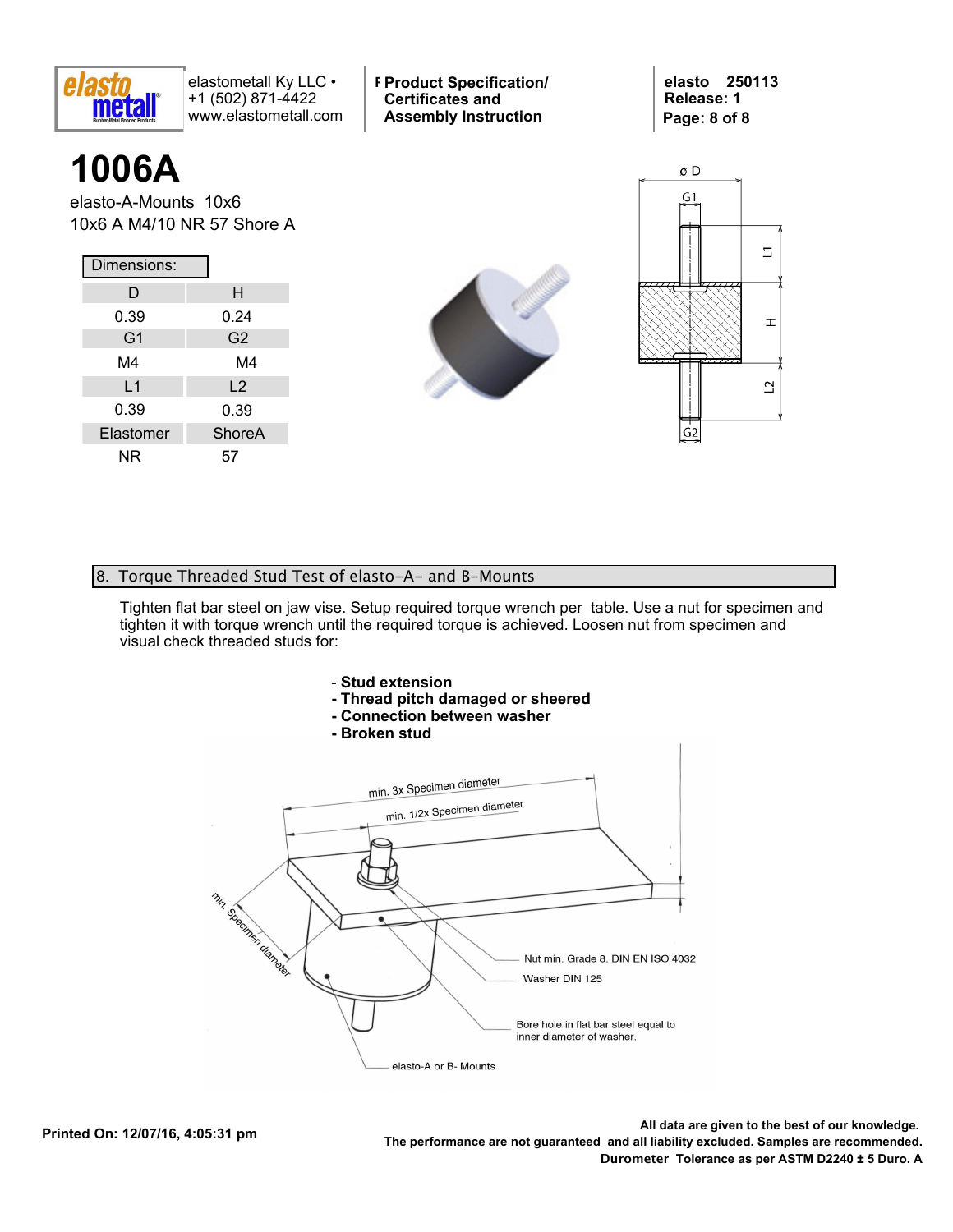# 1006A

elasto-A-Mounts 10x6

10x6 A M4/10 NR 57 Shore A

**Dimensions:**

| D | H |
|---|---|
| 0.39 | 0.24 |
| **G1** | **G2** |
| M4 | M4 |
| **L1** | **L2** |
| 0.39 | 0.39 |
| **Elastomer** | **ShoreA** |
| NR | 57 |

## 8. Torque Threaded Stud Test of elasto-A- and B-Mounts

Tighten flat bar steel on jaw vise. Setup required torque wrench per table. Use a nut for specimen and tighten it with torque wrench until the required torque is achieved. Loosen nut from specimen and visual check threaded studs for:

- **Stud extension**
- **Thread pitch damaged or sheered**
- **Connection between washer**
- **Broken stud**

**All data are given to the best of our knowledge. The performance are not guaranteed and all liability excluded. Samples are recommended. Durometer Tolerance as per ASTM D2240 ± 5 Duro. A**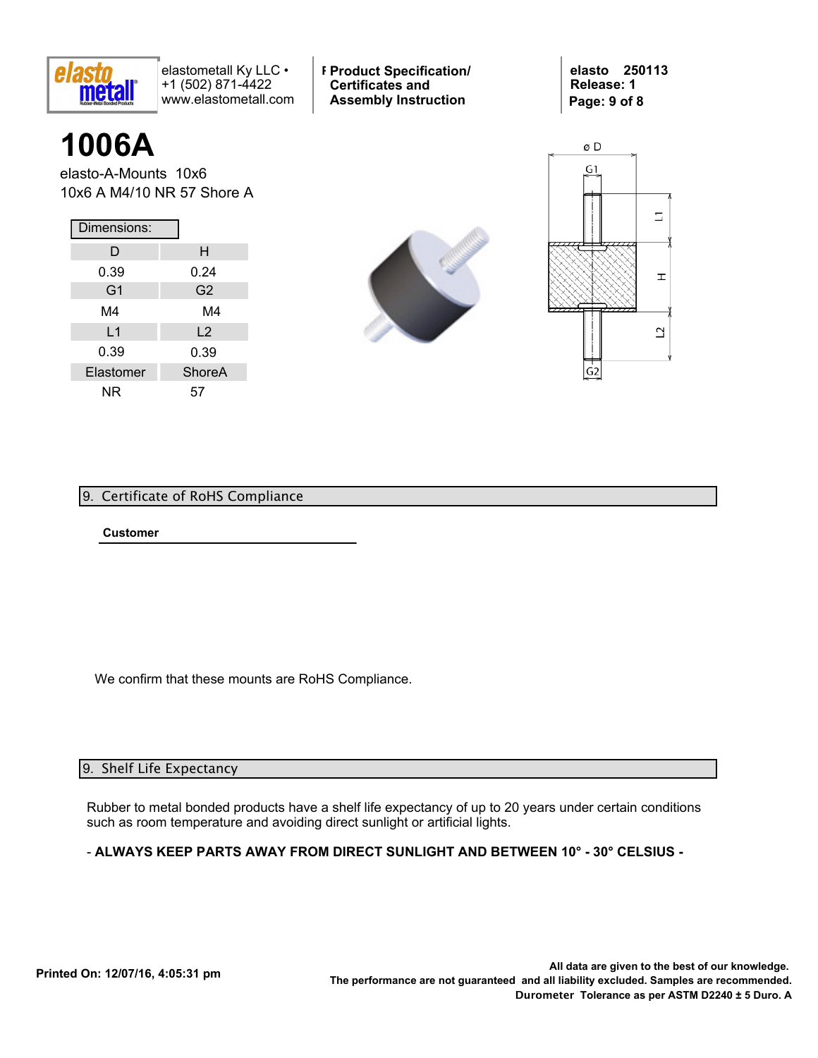# 1006A

elasto-A-Mounts 10x6
10x6 A M4/10 NR 57 Shore A

Dimensions:

| | |
|---|---|
| D | H |
| 0.39 | 0.24 |
| G1 | G2 |
| M4 | M4 |
| L1 | L2 |
| 0.39 | 0.39 |
| Elastomer | ShoreA |
| NR | 57 |

ø D
G1
L1
H
L2
G2

## 9. Certificate of RoHS Compliance

**Customer**

We confirm that these mounts are RoHS Compliance.

## 9. Shelf Life Expectancy

Rubber to metal bonded products have a shelf life expectancy of up to 20 years under certain conditions such as room temperature and avoiding direct sunlight or artificial lights.

\- **ALWAYS KEEP PARTS AWAY FROM DIRECT SUNLIGHT AND BETWEEN 10° - 30° CELSIUS -**

**Printed On: 12/07/16, 4:05:31 pm**

**All data are given to the best of our knowledge.**
**The performance are not guaranteed and all liability excluded. Samples are recommended.**
**Durometer Tolerance as per ASTM D2240 ± 5 Duro. A**